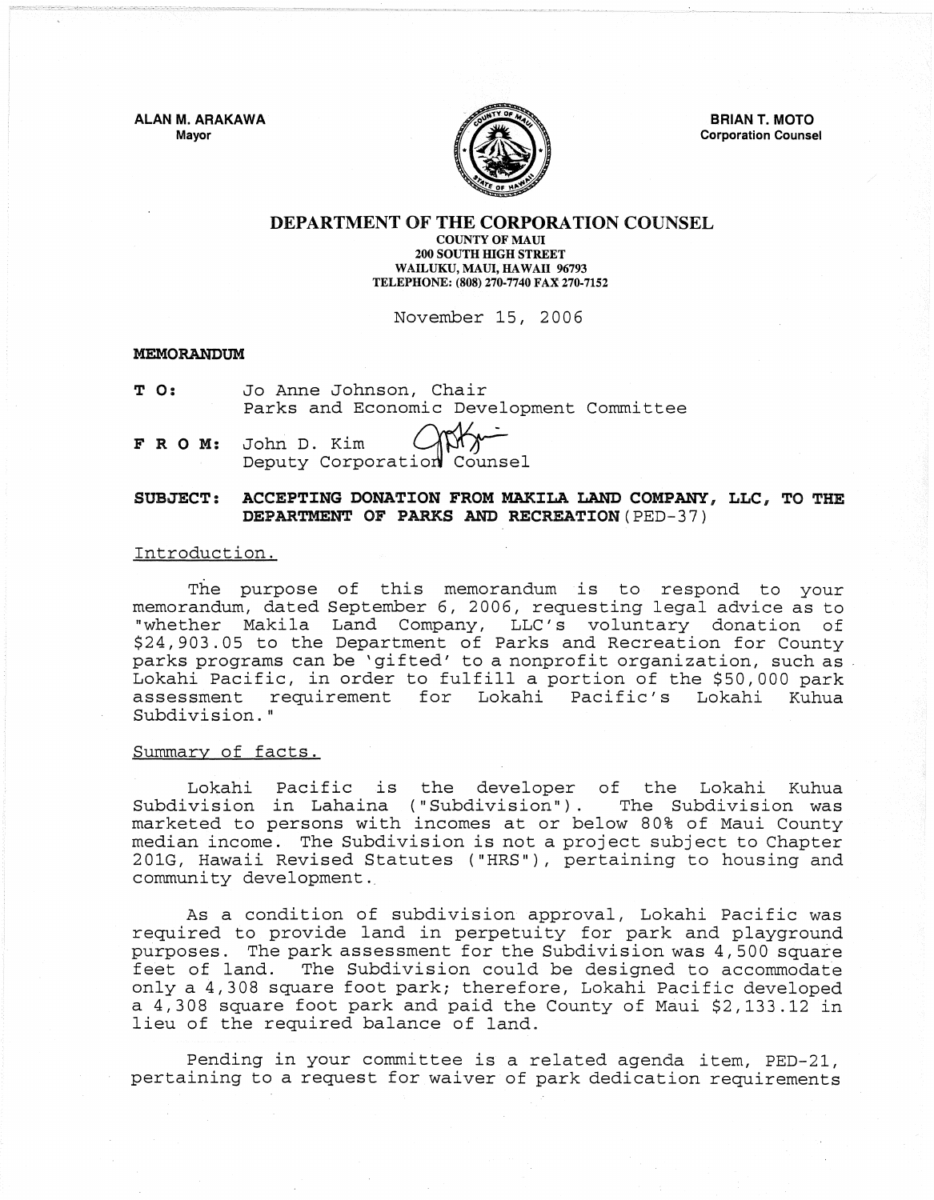**ALAN M. ARAKAWA**
Mayor

**BRIAN T. MOTO**
Corporation Counsel

**DEPARTMENT OF THE CORPORATION COUNSEL**
COUNTY OF MAUI
200 SOUTH HIGH STREET
WAILUKU, MAUI, HAWAII 96793
TELEPHONE: (808) 270-7740 FAX 270-7152

November 15, 2006

**MEMORANDUM**

**T O:** Jo Anne Johnson, Chair
Parks and Economic Development Committee

**F R O M:** John D. Kim
Deputy Corporation Counsel

**SUBJECT: ACCEPTING DONATION FROM MAKILA LAND COMPANY, LLC, TO THE DEPARTMENT OF PARKS AND RECREATION** (PED-37)

Introduction.

The purpose of this memorandum is to respond to your memorandum, dated September 6, 2006, requesting legal advice as to "whether Makila Land Company, LLC's voluntary donation of $24,903.05 to the Department of Parks and Recreation for County parks programs can be 'gifted' to a nonprofit organization, such as Lokahi Pacific, in order to fulfill a portion of the $50,000 park assessment requirement for Lokahi Pacific's Lokahi Kuhua Subdivision."

Summary of facts.

Lokahi Pacific is the developer of the Lokahi Kuhua Subdivision in Lahaina ("Subdivision"). The Subdivision was marketed to persons with incomes at or below 80% of Maui County median income. The Subdivision is not a project subject to Chapter 201G, Hawaii Revised Statutes ("HRS"), pertaining to housing and community development.

As a condition of subdivision approval, Lokahi Pacific was required to provide land in perpetuity for park and playground purposes. The park assessment for the Subdivision was 4,500 square feet of land. The Subdivision could be designed to accommodate only a 4,308 square foot park; therefore, Lokahi Pacific developed a 4,308 square foot park and paid the County of Maui $2,133.12 in lieu of the required balance of land.

Pending in your committee is a related agenda item, PED-21, pertaining to a request for waiver of park dedication requirements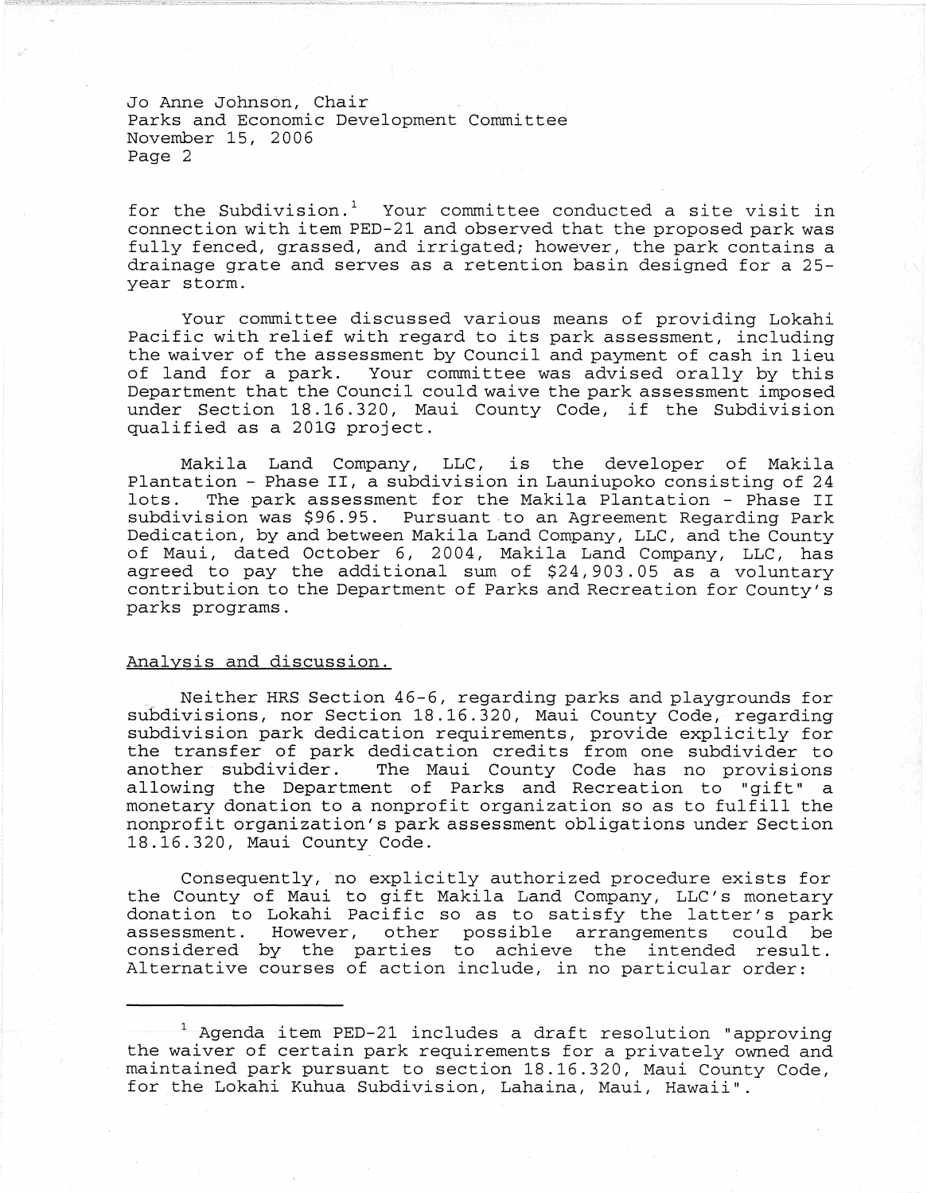for the Subdivision.[1] Your committee conducted a site visit in connection with item PED-21 and observed that the proposed park was fully fenced, grassed, and irrigated; however, the park contains a drainage grate and serves as a retention basin designed for a 25-year storm.

Your committee discussed various means of providing Lokahi Pacific with relief with regard to its park assessment, including the waiver of the assessment by Council and payment of cash in lieu of land for a park. Your committee was advised orally by this Department that the Council could waive the park assessment imposed under Section 18.16.320, Maui County Code, if the Subdivision qualified as a 201G project.

Makila Land Company, LLC, is the developer of Makila Plantation - Phase II, a subdivision in Launiupoko consisting of 24 lots. The park assessment for the Makila Plantation - Phase II subdivision was $96.95. Pursuant to an Agreement Regarding Park Dedication, by and between Makila Land Company, LLC, and the County of Maui, dated October 6, 2004, Makila Land Company, LLC, has agreed to pay the additional sum of $24,903.05 as a voluntary contribution to the Department of Parks and Recreation for County's parks programs.

Analysis and discussion.

Neither HRS Section 46-6, regarding parks and playgrounds for subdivisions, nor Section 18.16.320, Maui County Code, regarding subdivision park dedication requirements, provide explicitly for the transfer of park dedication credits from one subdivider to another subdivider. The Maui County Code has no provisions allowing the Department of Parks and Recreation to "gift" a monetary donation to a nonprofit organization so as to fulfill the nonprofit organization's park assessment obligations under Section 18.16.320, Maui County Code.

Consequently, no explicitly authorized procedure exists for the County of Maui to gift Makila Land Company, LLC's monetary donation to Lokahi Pacific so as to satisfy the latter's park assessment. However, other possible arrangements could be considered by the parties to achieve the intended result. Alternative courses of action include, in no particular order:

---

[1] Agenda item PED-21 includes a draft resolution "approving the waiver of certain park requirements for a privately owned and maintained park pursuant to section 18.16.320, Maui County Code, for the Lokahi Kuhua Subdivision, Lahaina, Maui, Hawaii".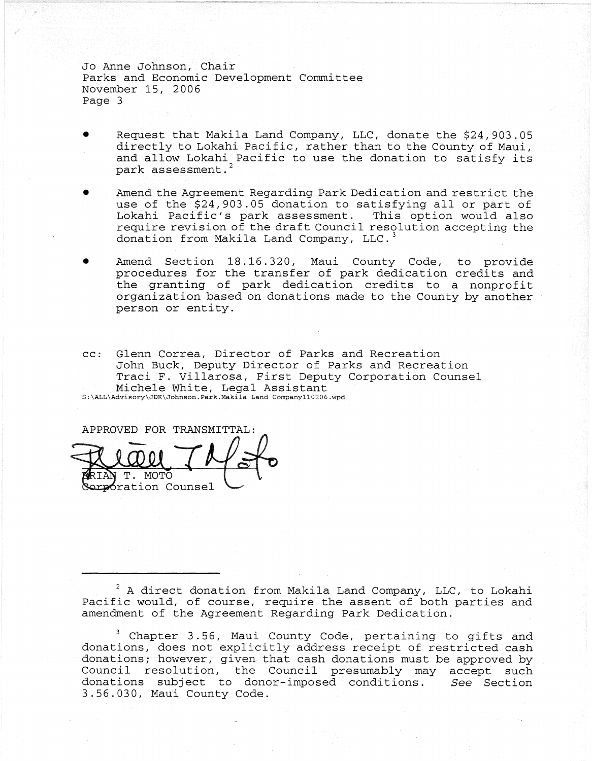- Request that Makila Land Company, LLC, donate the $24,903.05 directly to Lokahi Pacific, rather than to the County of Maui, and allow Lokahi Pacific to use the donation to satisfy its park assessment.[2]

- Amend the Agreement Regarding Park Dedication and restrict the use of the $24,903.05 donation to satisfying all or part of Lokahi Pacific's park assessment. This option would also require revision of the draft Council resolution accepting the donation from Makila Land Company, LLC.[3]

- Amend Section 18.16.320, Maui County Code, to provide procedures for the transfer of park dedication credits and the granting of park dedication credits to a nonprofit organization based on donations made to the County by another person or entity.

cc: Glenn Correa, Director of Parks and Recreation
John Buck, Deputy Director of Parks and Recreation
Traci F. Villarosa, First Deputy Corporation Counsel
Michele White, Legal Assistant

S:\ALL\Advisory\JDK\Johnson.Park.Makila Land Company110206.wpd

APPROVED FOR TRANSMITTAL:

BRIAN T. MOTO
Corporation Counsel

---

[2] A direct donation from Makila Land Company, LLC, to Lokahi Pacific would, of course, require the assent of both parties and amendment of the Agreement Regarding Park Dedication.

[3] Chapter 3.56, Maui County Code, pertaining to gifts and donations, does not explicitly address receipt of restricted cash donations; however, given that cash donations must be approved by Council resolution, the Council presumably may accept such donations subject to donor-imposed conditions. *See* Section 3.56.030, Maui County Code.